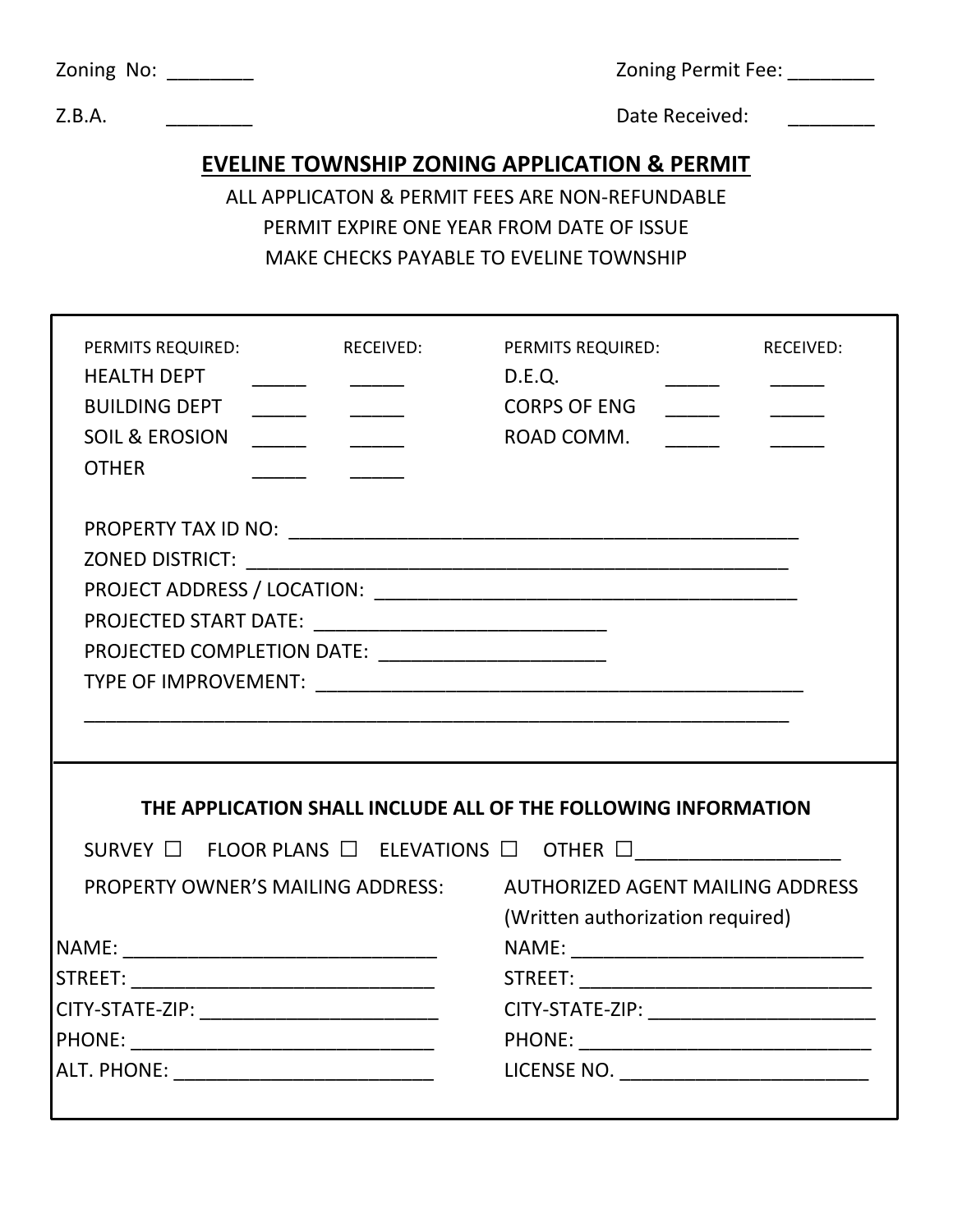Zoning No: ________ Zoning Permit Fee: ________

Z.B.A. ________ Date Received: ________

## EVELINE TOWNSHIP ZONING APPLICATION & PERMIT

ALL APPLICATON & PERMIT FEES ARE NON-REFUNDABLE

PERMIT EXPIRE ONE YEAR FROM DATE OF ISSUE

MAKE CHECKS PAYABLE TO EVELINE TOWNSHIP

| PERMITS REQUIRED: | | RECEIVED: | PERMITS REQUIRED: | | RECEIVED: |
|---|---|---|---|---|---|
| HEALTH DEPT | _____ | _____ | D.E.Q. | _____ | _____ |
| BUILDING DEPT | _____ | _____ | CORPS OF ENG | _____ | _____ |
| SOIL & EROSION | _____ | _____ | ROAD COMM. | _____ | _____ |
| OTHER | _____ | _____ | | | |

PROPERTY TAX ID NO: ________________________________________________

ZONED DISTRICT: ____________________________________________________

PROJECT ADDRESS / LOCATION: ________________________________________

PROJECTED START DATE: ___________________________

PROJECTED COMPLETION DATE: _____________________

TYPE OF IMPROVEMENT: ______________________________________________

____________________________________________________________________

**THE APPLICATION SHALL INCLUDE ALL OF THE FOLLOWING INFORMATION**

SURVEY ☐ FLOOR PLANS ☐ ELEVATIONS ☐ OTHER ☐___________________

| PROPERTY OWNER'S MAILING ADDRESS: | AUTHORIZED AGENT MAILING ADDRESS (Written authorization required) |
|---|---|
| NAME: _____________________________ | NAME: ___________________________ |
| STREET: ____________________________ | STREET: __________________________ |
| CITY-STATE-ZIP: _______________________ | CITY-STATE-ZIP: _____________________ |
| PHONE: _____________________________ | PHONE: ___________________________ |
| ALT. PHONE: _________________________ | LICENSE NO. _______________________ |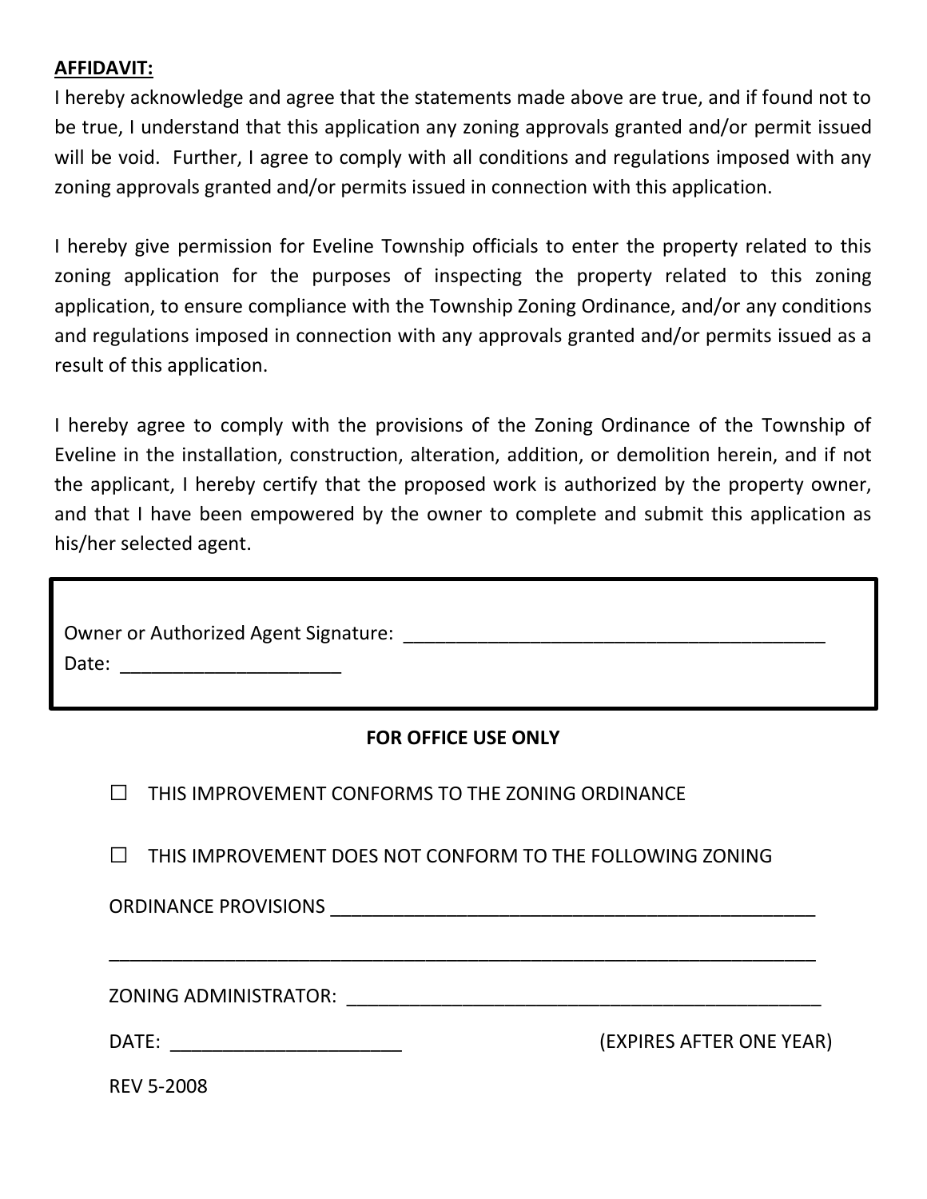**AFFIDAVIT:**

I hereby acknowledge and agree that the statements made above are true, and if found not to be true, I understand that this application any zoning approvals granted and/or permit issued will be void. Further, I agree to comply with all conditions and regulations imposed with any zoning approvals granted and/or permits issued in connection with this application.

I hereby give permission for Eveline Township officials to enter the property related to this zoning application for the purposes of inspecting the property related to this zoning application, to ensure compliance with the Township Zoning Ordinance, and/or any conditions and regulations imposed in connection with any approvals granted and/or permits issued as a result of this application.

I hereby agree to comply with the provisions of the Zoning Ordinance of the Township of Eveline in the installation, construction, alteration, addition, or demolition herein, and if not the applicant, I hereby certify that the proposed work is authorized by the property owner, and that I have been empowered by the owner to complete and submit this application as his/her selected agent.

Owner or Authorized Agent Signature: ________________________________________

Date: _____________________

**FOR OFFICE USE ONLY**

☐ THIS IMPROVEMENT CONFORMS TO THE ZONING ORDINANCE

☐ THIS IMPROVEMENT DOES NOT CONFORM TO THE FOLLOWING ZONING

ORDINANCE PROVISIONS ________________________________________________

______________________________________________________________________

ZONING ADMINISTRATOR: ______________________________________________

DATE: ______________________ (EXPIRES AFTER ONE YEAR)

REV 5-2008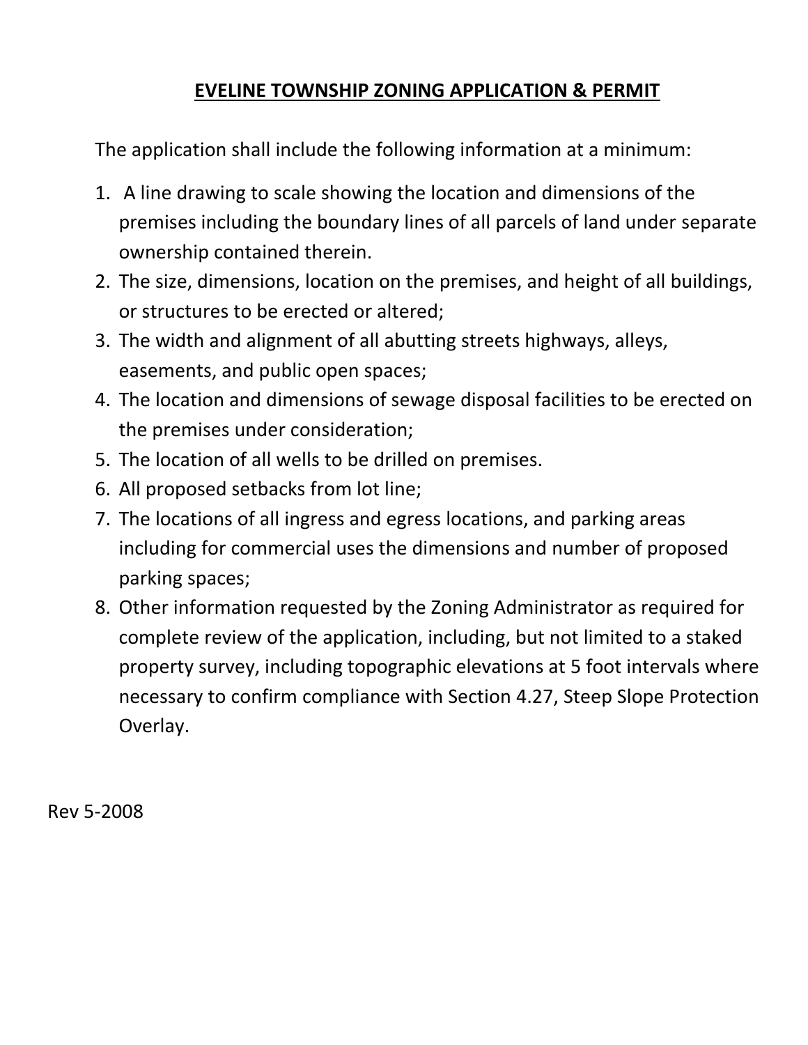# EVELINE TOWNSHIP ZONING APPLICATION & PERMIT

The application shall include the following information at a minimum:

1. A line drawing to scale showing the location and dimensions of the premises including the boundary lines of all parcels of land under separate ownership contained therein.
2. The size, dimensions, location on the premises, and height of all buildings, or structures to be erected or altered;
3. The width and alignment of all abutting streets highways, alleys, easements, and public open spaces;
4. The location and dimensions of sewage disposal facilities to be erected on the premises under consideration;
5. The location of all wells to be drilled on premises.
6. All proposed setbacks from lot line;
7. The locations of all ingress and egress locations, and parking areas including for commercial uses the dimensions and number of proposed parking spaces;
8. Other information requested by the Zoning Administrator as required for complete review of the application, including, but not limited to a staked property survey, including topographic elevations at 5 foot intervals where necessary to confirm compliance with Section 4.27, Steep Slope Protection Overlay.

Rev 5-2008